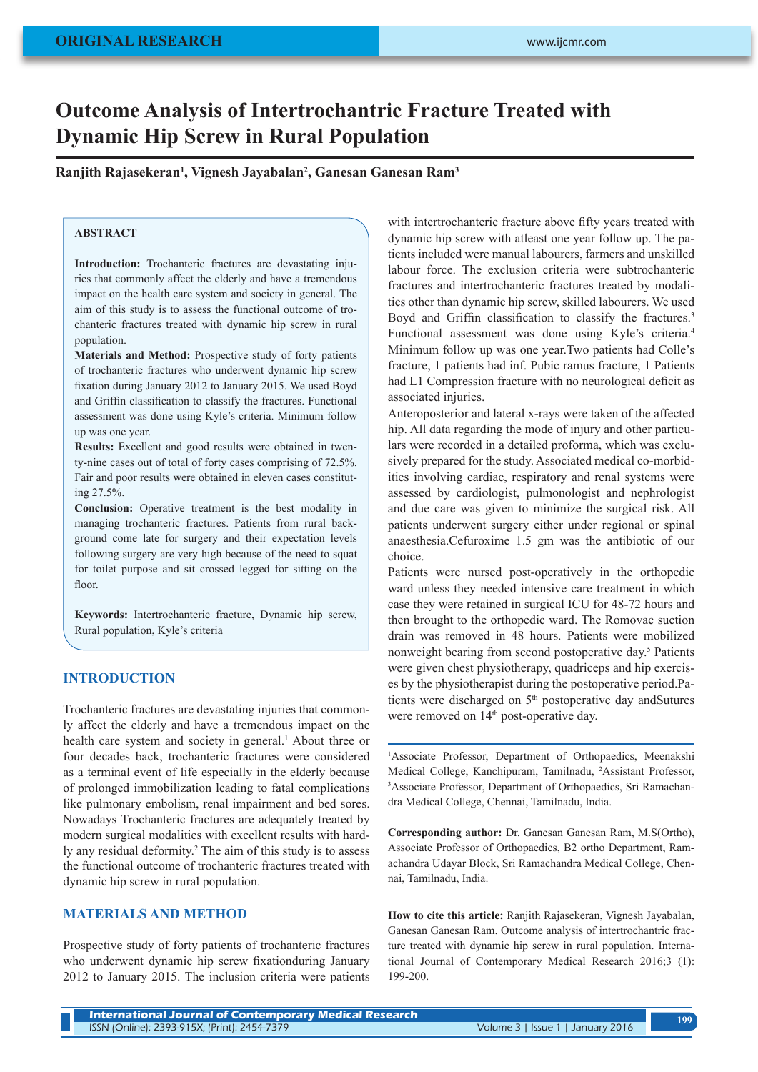# Outcome Analysis of Intertrochantric Fracture Treated with Dynamic Hip Screw in Rural Population

**Ranjith Rajasekeran[1], Vignesh Jayabalan[2], Ganesan Ganesan Ram[3]**

## ABSTRACT

**Introduction:** Trochanteric fractures are devastating injuries that commonly affect the elderly and have a tremendous impact on the health care system and society in general. The aim of this study is to assess the functional outcome of trochanteric fractures treated with dynamic hip screw in rural population.

**Materials and Method:** Prospective study of forty patients of trochanteric fractures who underwent dynamic hip screw fixation during January 2012 to January 2015. We used Boyd and Griffin classification to classify the fractures. Functional assessment was done using Kyle's criteria. Minimum follow up was one year.

**Results:** Excellent and good results were obtained in twenty-nine cases out of total of forty cases comprising of 72.5%. Fair and poor results were obtained in eleven cases constituting 27.5%.

**Conclusion:** Operative treatment is the best modality in managing trochanteric fractures. Patients from rural background come late for surgery and their expectation levels following surgery are very high because of the need to squat for toilet purpose and sit crossed legged for sitting on the floor.

**Keywords:** Intertrochantric fracture, Dynamic hip screw, Rural population, Kyle's criteria

## INTRODUCTION

Trochanteric fractures are devastating injuries that commonly affect the elderly and have a tremendous impact on the health care system and society in general.[1] About three or four decades back, trochanteric fractures were considered as a terminal event of life especially in the elderly because of prolonged immobilization leading to fatal complications like pulmonary embolism, renal impairment and bed sores. Nowadays Trochanteric fractures are adequately treated by modern surgical modalities with excellent results with hardly any residual deformity.[2] The aim of this study is to assess the functional outcome of trochanteric fractures treated with dynamic hip screw in rural population.

## MATERIALS AND METHOD

Prospective study of forty patients of trochanteric fractures who underwent dynamic hip screw fixationduring January 2012 to January 2015. The inclusion criteria were patients with intertrochanteric fracture above fifty years treated with dynamic hip screw with atleast one year follow up. The patients included were manual labourers, farmers and unskilled labour force. The exclusion criteria were subtrochanteric fractures and intertrochanteric fractures treated by modalities other than dynamic hip screw, skilled labourers. We used Boyd and Griffin classification to classify the fractures.[3] Functional assessment was done using Kyle's criteria.[4] Minimum follow up was one year.Two patients had Colle's fracture, 1 patients had inf. Pubic ramus fracture, 1 Patients had L1 Compression fracture with no neurological deficit as associated injuries.

Anteroposterior and lateral x-rays were taken of the affected hip. All data regarding the mode of injury and other particulars were recorded in a detailed proforma, which was exclusively prepared for the study. Associated medical co-morbidities involving cardiac, respiratory and renal systems were assessed by cardiologist, pulmonologist and nephrologist and due care was given to minimize the surgical risk. All patients underwent surgery either under regional or spinal anaesthesia.Cefuroxime 1.5 gm was the antibiotic of our choice.

Patients were nursed post-operatively in the orthopedic ward unless they needed intensive care treatment in which case they were retained in surgical ICU for 48-72 hours and then brought to the orthopedic ward. The Romovac suction drain was removed in 48 hours. Patients were mobilized nonweight bearing from second postoperative day.[5] Patients were given chest physiotherapy, quadriceps and hip exercises by the physiotherapist during the postoperative period.Patients were discharged on 5th postoperative day andSutures were removed on 14th post-operative day.

---

[1]Associate Professor, Department of Orthopaedics, Meenakshi Medical College, Kanchipuram, Tamilnadu, [2]Assistant Professor, [3]Associate Professor, Department of Orthopaedics, Sri Ramachandra Medical College, Chennai, Tamilnadu, India.

**Corresponding author:** Dr. Ganesan Ganesan Ram, M.S(Ortho), Associate Professor of Orthopaedics, B2 ortho Department, Ramachandra Udayar Block, Sri Ramachandra Medical College, Chennai, Tamilnadu, India.

**How to cite this article:** Ranjith Rajasekeran, Vignesh Jayabalan, Ganesan Ganesan Ram. Outcome analysis of intertrochantric fracture treated with dynamic hip screw in rural population. International Journal of Contemporary Medical Research 2016;3 (1): 199-200.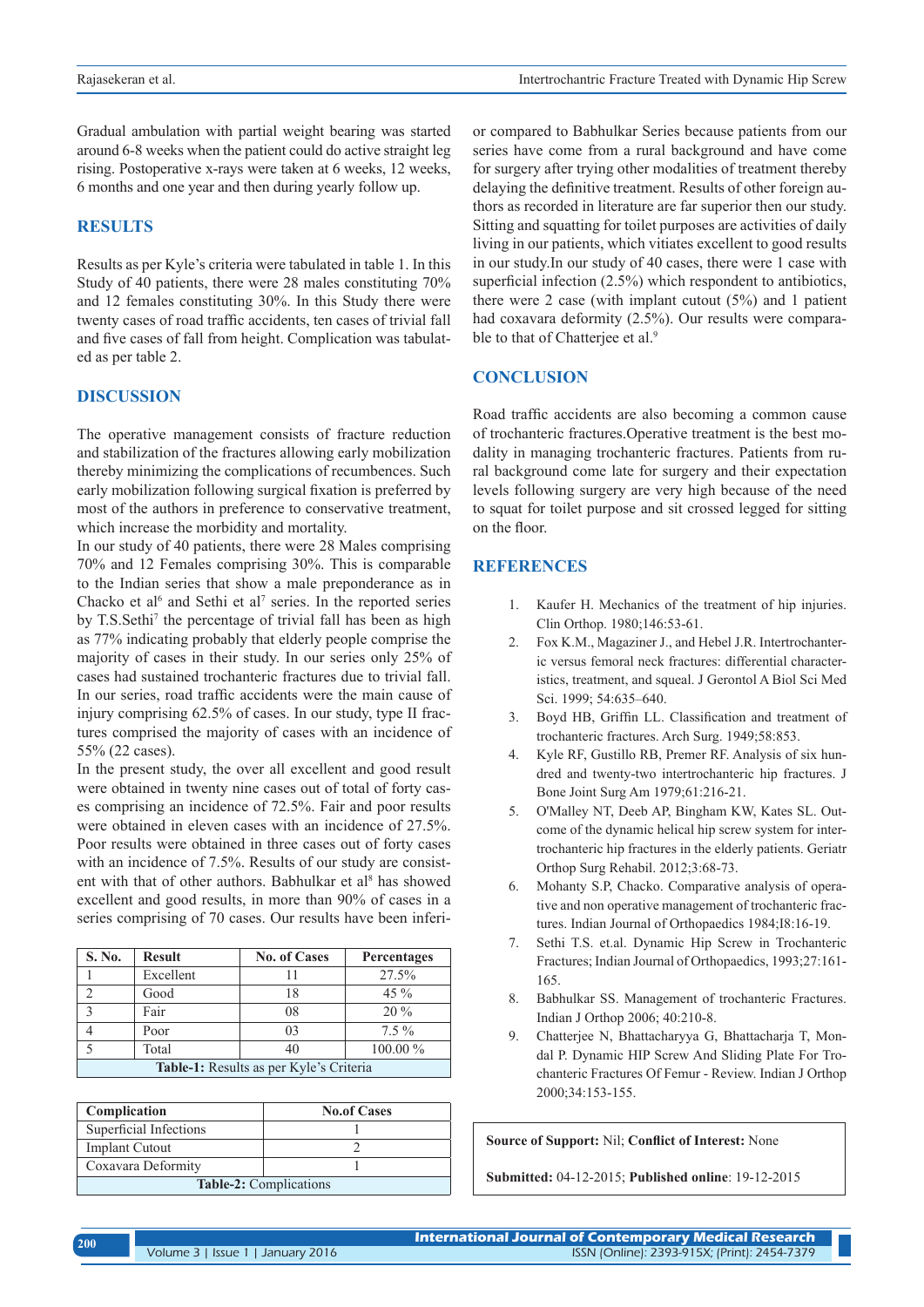Gradual ambulation with partial weight bearing was started around 6-8 weeks when the patient could do active straight leg rising. Postoperative x-rays were taken at 6 weeks, 12 weeks, 6 months and one year and then during yearly follow up.

## RESULTS

Results as per Kyle's criteria were tabulated in table 1. In this Study of 40 patients, there were 28 males constituting 70% and 12 females constituting 30%. In this Study there were twenty cases of road traffic accidents, ten cases of trivial fall and five cases of fall from height. Complication was tabulated as per table 2.

## DISCUSSION

The operative management consists of fracture reduction and stabilization of the fractures allowing early mobilization thereby minimizing the complications of recumbences. Such early mobilization following surgical fixation is preferred by most of the authors in preference to conservative treatment, which increase the morbidity and mortality.

In our study of 40 patients, there were 28 Males comprising 70% and 12 Females comprising 30%. This is comparable to the Indian series that show a male preponderance as in Chacko et al[6] and Sethi et al[7] series. In the reported series by T.S.Sethi[7] the percentage of trivial fall has been as high as 77% indicating probably that elderly people comprise the majority of cases in their study. In our series only 25% of cases had sustained trochanteric fractures due to trivial fall. In our series, road traffic accidents were the main cause of injury comprising 62.5% of cases. In our study, type II fractures comprised the majority of cases with an incidence of 55% (22 cases).

In the present study, the over all excellent and good result were obtained in twenty nine cases out of total of forty cases comprising an incidence of 72.5%. Fair and poor results were obtained in eleven cases with an incidence of 27.5%. Poor results were obtained in three cases out of forty cases with an incidence of 7.5%. Results of our study are consistent with that of other authors. Babhulkar et al[8] has showed excellent and good results, in more than 90% of cases in a series comprising of 70 cases. Our results have been inferior compared to Babhulkar Series because patients from our series have come from a rural background and have come for surgery after trying other modalities of treatment thereby delaying the definitive treatment. Results of other foreign authors as recorded in literature are far superior then our study. Sitting and squatting for toilet purposes are activities of daily living in our patients, which vitiates excellent to good results in our study.In our study of 40 cases, there were 1 case with superficial infection (2.5%) which respondent to antibiotics, there were 2 case (with implant cutout (5%) and 1 patient had coxavara deformity (2.5%). Our results were comparable to that of Chatterjee et al.[9]

| S. No. | Result | No. of Cases | Percentages |
|---|---|---|---|
| 1 | Excellent | 11 | 27.5% |
| 2 | Good | 18 | 45 % |
| 3 | Fair | 08 | 20 % |
| 4 | Poor | 03 | 7.5 % |
| 5 | Total | 40 | 100.00 % |

**Table-1:** Results as per Kyle's Criteria

| Complication | No.of Cases |
|---|---|
| Superficial Infections | 1 |
| Implant Cutout | 2 |
| Coxavara Deformity | 1 |

**Table-2:** Complications

## CONCLUSION

Road traffic accidents are also becoming a common cause of trochanteric fractures.Operative treatment is the best modality in managing trochanteric fractures. Patients from rural background come late for surgery and their expectation levels following surgery are very high because of the need to squat for toilet purpose and sit crossed legged for sitting on the floor.

## REFERENCES

1. Kaufer H. Mechanics of the treatment of hip injuries. Clin Orthop. 1980;146:53-61.
2. Fox K.M., Magaziner J., and Hebel J.R. Intertrochanteric versus femoral neck fractures: differential characteristics, treatment, and squeal. J Gerontol A Biol Sci Med Sci. 1999; 54:635–640.
3. Boyd HB, Griffin LL. Classification and treatment of trochanteric fractures. Arch Surg. 1949;58:853.
4. Kyle RF, Gustillo RB, Premer RF. Analysis of six hundred and twenty-two intertrochanteric hip fractures. J Bone Joint Surg Am 1979;61:216-21.
5. O'Malley NT, Deeb AP, Bingham KW, Kates SL. Outcome of the dynamic helical hip screw system for intertrochanteric hip fractures in the elderly patients. Geriatr Orthop Surg Rehabil. 2012;3:68-73.
6. Mohanty S.P, Chacko. Comparative analysis of operative and non operative management of trochanteric fractures. Indian Journal of Orthopaedics 1984;I8:16-19.
7. Sethi T.S. et.al. Dynamic Hip Screw in Trochanteric Fractures; Indian Journal of Orthopaedics, 1993;27:161-165.
8. Babhulkar SS. Management of trochanteric Fractures. Indian J Orthop 2006; 40:210-8.
9. Chatterjee N, Bhattacharyya G, Bhattacharja T, Mondal P. Dynamic HIP Screw And Sliding Plate For Trochanteric Fractures Of Femur - Review. Indian J Orthop 2000;34:153-155.

**Source of Support:** Nil; **Conflict of Interest:** None

**Submitted:** 04-12-2015; **Published online**: 19-12-2015